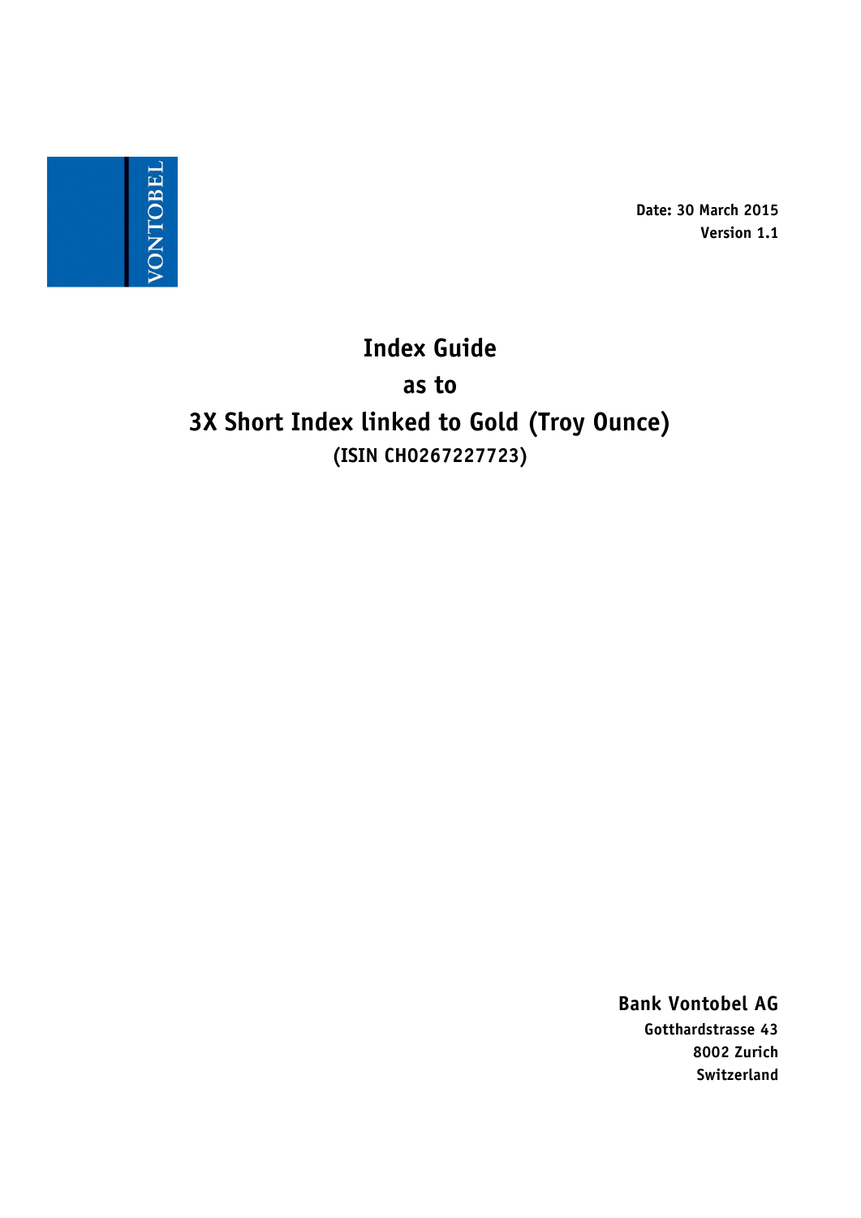VONTOBEL

**Date: 30 March 2015**
**Version 1.1**

# Index Guide
# as to
# 3X Short Index linked to Gold (Troy Ounce)
**(ISIN CH0267227723)**

**Bank Vontobel AG**
**Gotthardstrasse 43**
**8002 Zurich**
**Switzerland**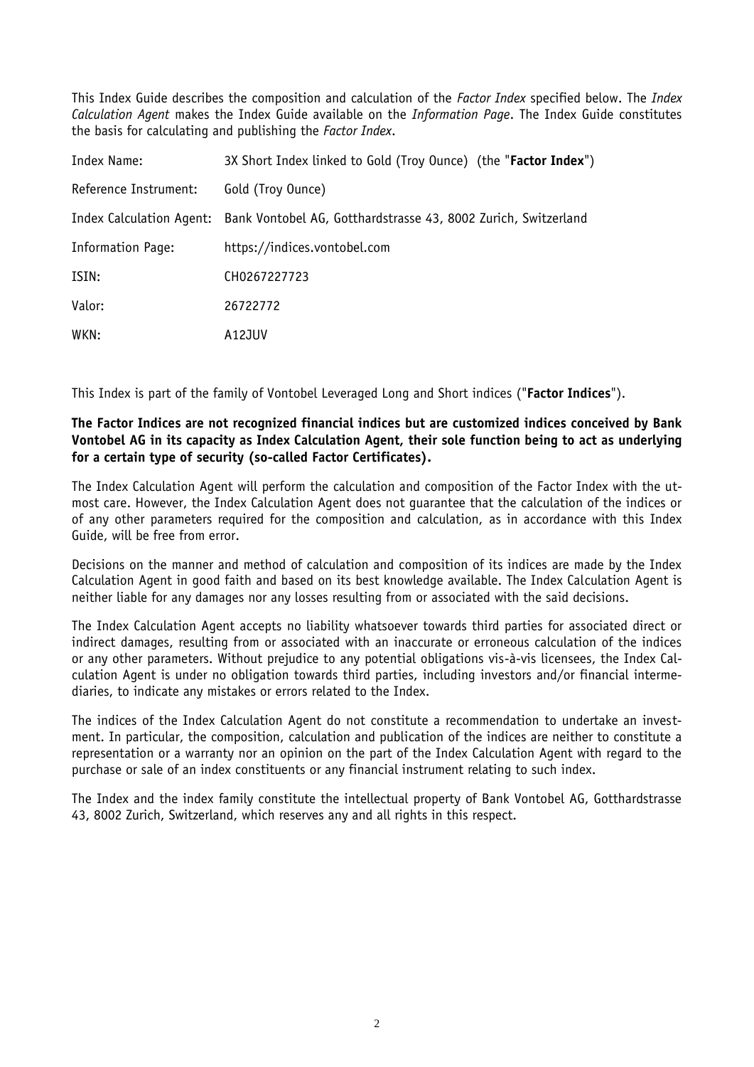This Index Guide describes the composition and calculation of the *Factor Index* specified below. The *Index Calculation Agent* makes the Index Guide available on the *Information Page*. The Index Guide constitutes the basis for calculating and publishing the *Factor Index*.

| | |
|---|---|
| Index Name: | 3X Short Index linked to Gold (Troy Ounce) (the "**Factor Index**") |
| Reference Instrument: | Gold (Troy Ounce) |
| Index Calculation Agent: | Bank Vontobel AG, Gotthardstrasse 43, 8002 Zurich, Switzerland |
| Information Page: | https://indices.vontobel.com |
| ISIN: | CH0267227723 |
| Valor: | 26722772 |
| WKN: | A12JUV |

This Index is part of the family of Vontobel Leveraged Long and Short indices ("**Factor Indices**").

**The Factor Indices are not recognized financial indices but are customized indices conceived by Bank Vontobel AG in its capacity as Index Calculation Agent, their sole function being to act as underlying for a certain type of security (so-called Factor Certificates).**

The Index Calculation Agent will perform the calculation and composition of the Factor Index with the utmost care. However, the Index Calculation Agent does not guarantee that the calculation of the indices or of any other parameters required for the composition and calculation, as in accordance with this Index Guide, will be free from error.

Decisions on the manner and method of calculation and composition of its indices are made by the Index Calculation Agent in good faith and based on its best knowledge available. The Index Calculation Agent is neither liable for any damages nor any losses resulting from or associated with the said decisions.

The Index Calculation Agent accepts no liability whatsoever towards third parties for associated direct or indirect damages, resulting from or associated with an inaccurate or erroneous calculation of the indices or any other parameters. Without prejudice to any potential obligations vis-à-vis licensees, the Index Calculation Agent is under no obligation towards third parties, including investors and/or financial intermediaries, to indicate any mistakes or errors related to the Index.

The indices of the Index Calculation Agent do not constitute a recommendation to undertake an investment. In particular, the composition, calculation and publication of the indices are neither to constitute a representation or a warranty nor an opinion on the part of the Index Calculation Agent with regard to the purchase or sale of an index constituents or any financial instrument relating to such index.

The Index and the index family constitute the intellectual property of Bank Vontobel AG, Gotthardstrasse 43, 8002 Zurich, Switzerland, which reserves any and all rights in this respect.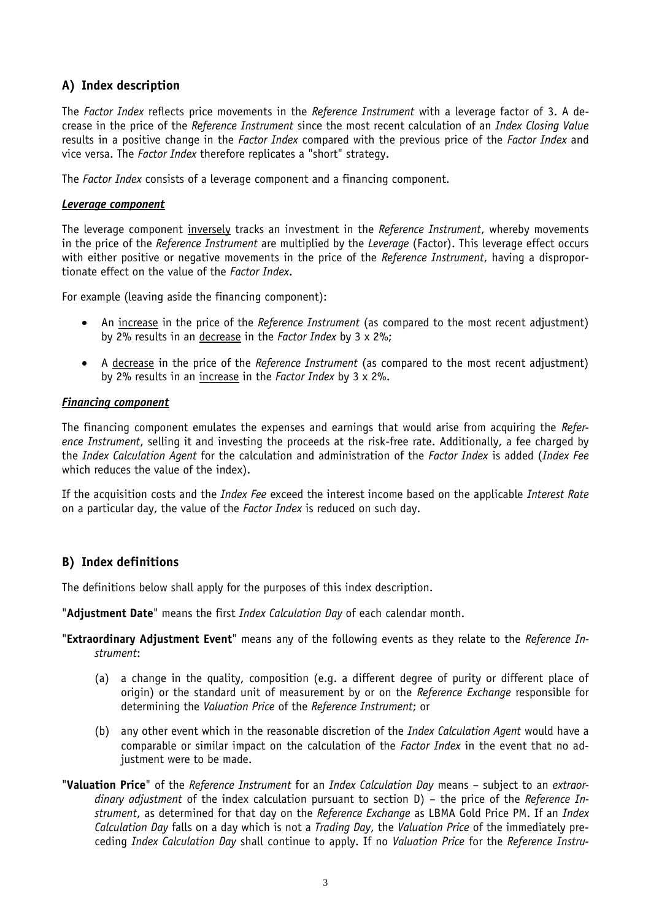## A) Index description

The *Factor Index* reflects price movements in the *Reference Instrument* with a leverage factor of 3. A decrease in the price of the *Reference Instrument* since the most recent calculation of an *Index Closing Value* results in a positive change in the *Factor Index* compared with the previous price of the *Factor Index* and vice versa. The *Factor Index* therefore replicates a "short" strategy.

The *Factor Index* consists of a leverage component and a financing component.

***Leverage component***

The leverage component inversely tracks an investment in the *Reference Instrument*, whereby movements in the price of the *Reference Instrument* are multiplied by the *Leverage* (Factor). This leverage effect occurs with either positive or negative movements in the price of the *Reference Instrument*, having a disproportionate effect on the value of the *Factor Index*.

For example (leaving aside the financing component):

- An increase in the price of the *Reference Instrument* (as compared to the most recent adjustment) by 2% results in an decrease in the *Factor Index* by 3 x 2%;
- A decrease in the price of the *Reference Instrument* (as compared to the most recent adjustment) by 2% results in an increase in the *Factor Index* by 3 x 2%.

***Financing component***

The financing component emulates the expenses and earnings that would arise from acquiring the *Reference Instrument*, selling it and investing the proceeds at the risk-free rate. Additionally, a fee charged by the *Index Calculation Agent* for the calculation and administration of the *Factor Index* is added (*Index Fee* which reduces the value of the index).

If the acquisition costs and the *Index Fee* exceed the interest income based on the applicable *Interest Rate* on a particular day, the value of the *Factor Index* is reduced on such day.

## B) Index definitions

The definitions below shall apply for the purposes of this index description.

"**Adjustment Date**" means the first *Index Calculation Day* of each calendar month.

"**Extraordinary Adjustment Event**" means any of the following events as they relate to the *Reference Instrument*:

(a) a change in the quality, composition (e.g. a different degree of purity or different place of origin) or the standard unit of measurement by or on the *Reference Exchange* responsible for determining the *Valuation Price* of the *Reference Instrument*; or

(b) any other event which in the reasonable discretion of the *Index Calculation Agent* would have a comparable or similar impact on the calculation of the *Factor Index* in the event that no adjustment were to be made.

"**Valuation Price**" of the *Reference Instrument* for an *Index Calculation Day* means – subject to an *extraordinary adjustment* of the index calculation pursuant to section D) – the price of the *Reference Instrument*, as determined for that day on the *Reference Exchange* as LBMA Gold Price PM. If an *Index Calculation Day* falls on a day which is not a *Trading Day*, the *Valuation Price* of the immediately preceding *Index Calculation Day* shall continue to apply. If no *Valuation Price* for the *Reference Instru-*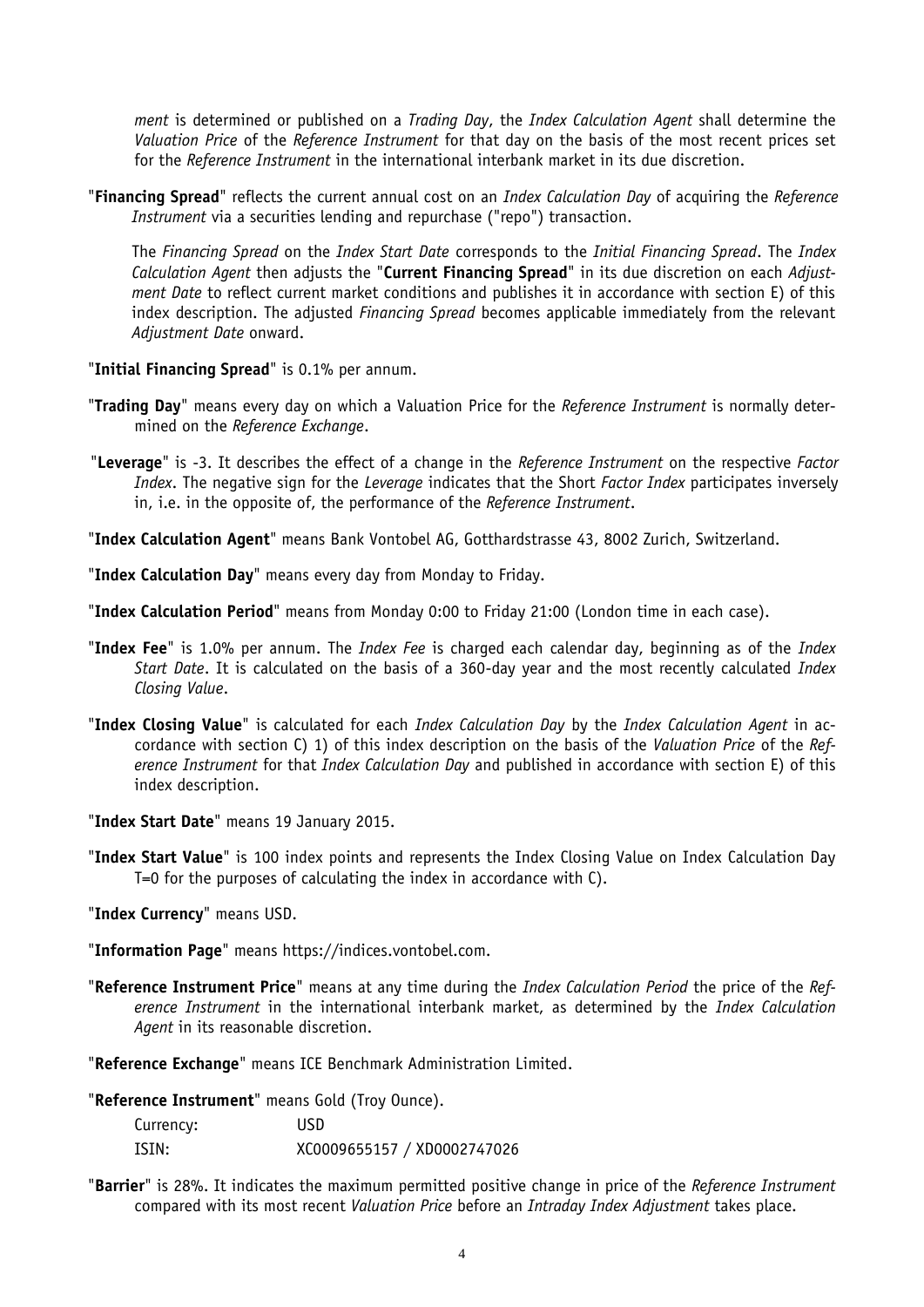*ment* is determined or published on a *Trading Day*, the *Index Calculation Agent* shall determine the *Valuation Price* of the *Reference Instrument* for that day on the basis of the most recent prices set for the *Reference Instrument* in the international interbank market in its due discretion.

"**Financing Spread**" reflects the current annual cost on an *Index Calculation Day* of acquiring the *Reference Instrument* via a securities lending and repurchase ("repo") transaction.

The *Financing Spread* on the *Index Start Date* corresponds to the *Initial Financing Spread*. The *Index Calculation Agent* then adjusts the "**Current Financing Spread**" in its due discretion on each *Adjustment Date* to reflect current market conditions and publishes it in accordance with section E) of this index description. The adjusted *Financing Spread* becomes applicable immediately from the relevant *Adjustment Date* onward.

"**Initial Financing Spread**" is 0.1% per annum.

"**Trading Day**" means every day on which a Valuation Price for the *Reference Instrument* is normally determined on the *Reference Exchange*.

"**Leverage**" is -3. It describes the effect of a change in the *Reference Instrument* on the respective *Factor Index*. The negative sign for the *Leverage* indicates that the Short *Factor Index* participates inversely in, i.e. in the opposite of, the performance of the *Reference Instrument*.

"**Index Calculation Agent**" means Bank Vontobel AG, Gotthardstrasse 43, 8002 Zurich, Switzerland.

"**Index Calculation Day**" means every day from Monday to Friday.

"**Index Calculation Period**" means from Monday 0:00 to Friday 21:00 (London time in each case).

"**Index Fee**" is 1.0% per annum. The *Index Fee* is charged each calendar day, beginning as of the *Index Start Date*. It is calculated on the basis of a 360-day year and the most recently calculated *Index Closing Value*.

"**Index Closing Value**" is calculated for each *Index Calculation Day* by the *Index Calculation Agent* in accordance with section C) 1) of this index description on the basis of the *Valuation Price* of the *Reference Instrument* for that *Index Calculation Day* and published in accordance with section E) of this index description.

"**Index Start Date**" means 19 January 2015.

"**Index Start Value**" is 100 index points and represents the Index Closing Value on Index Calculation Day T=0 for the purposes of calculating the index in accordance with C).

"**Index Currency**" means USD.

"**Information Page**" means https://indices.vontobel.com.

"**Reference Instrument Price**" means at any time during the *Index Calculation Period* the price of the *Reference Instrument* in the international interbank market, as determined by the *Index Calculation Agent* in its reasonable discretion.

"**Reference Exchange**" means ICE Benchmark Administration Limited.

"**Reference Instrument**" means Gold (Troy Ounce).

| | |
|---|---|
| Currency: | USD |
| ISIN: | XC0009655157 / XD0002747026 |

"**Barrier**" is 28%. It indicates the maximum permitted positive change in price of the *Reference Instrument* compared with its most recent *Valuation Price* before an *Intraday Index Adjustment* takes place.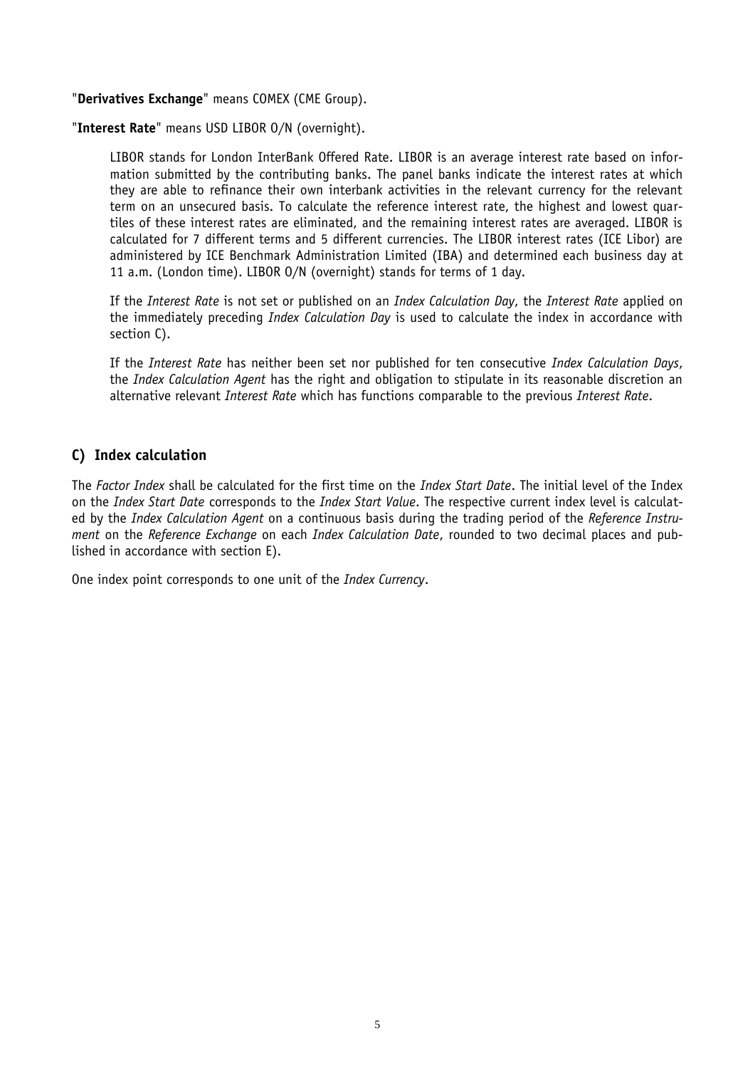"**Derivatives Exchange**" means COMEX (CME Group).

"**Interest Rate**" means USD LIBOR O/N (overnight).

LIBOR stands for London InterBank Offered Rate. LIBOR is an average interest rate based on information submitted by the contributing banks. The panel banks indicate the interest rates at which they are able to refinance their own interbank activities in the relevant currency for the relevant term on an unsecured basis. To calculate the reference interest rate, the highest and lowest quartiles of these interest rates are eliminated, and the remaining interest rates are averaged. LIBOR is calculated for 7 different terms and 5 different currencies. The LIBOR interest rates (ICE Libor) are administered by ICE Benchmark Administration Limited (IBA) and determined each business day at 11 a.m. (London time). LIBOR O/N (overnight) stands for terms of 1 day.

If the *Interest Rate* is not set or published on an *Index Calculation Day*, the *Interest Rate* applied on the immediately preceding *Index Calculation Day* is used to calculate the index in accordance with section C).

If the *Interest Rate* has neither been set nor published for ten consecutive *Index Calculation Days*, the *Index Calculation Agent* has the right and obligation to stipulate in its reasonable discretion an alternative relevant *Interest Rate* which has functions comparable to the previous *Interest Rate*.

## C) Index calculation

The *Factor Index* shall be calculated for the first time on the *Index Start Date*. The initial level of the Index on the *Index Start Date* corresponds to the *Index Start Value*. The respective current index level is calculated by the *Index Calculation Agent* on a continuous basis during the trading period of the *Reference Instrument* on the *Reference Exchange* on each *Index Calculation Date*, rounded to two decimal places and published in accordance with section E).

One index point corresponds to one unit of the *Index Currency*.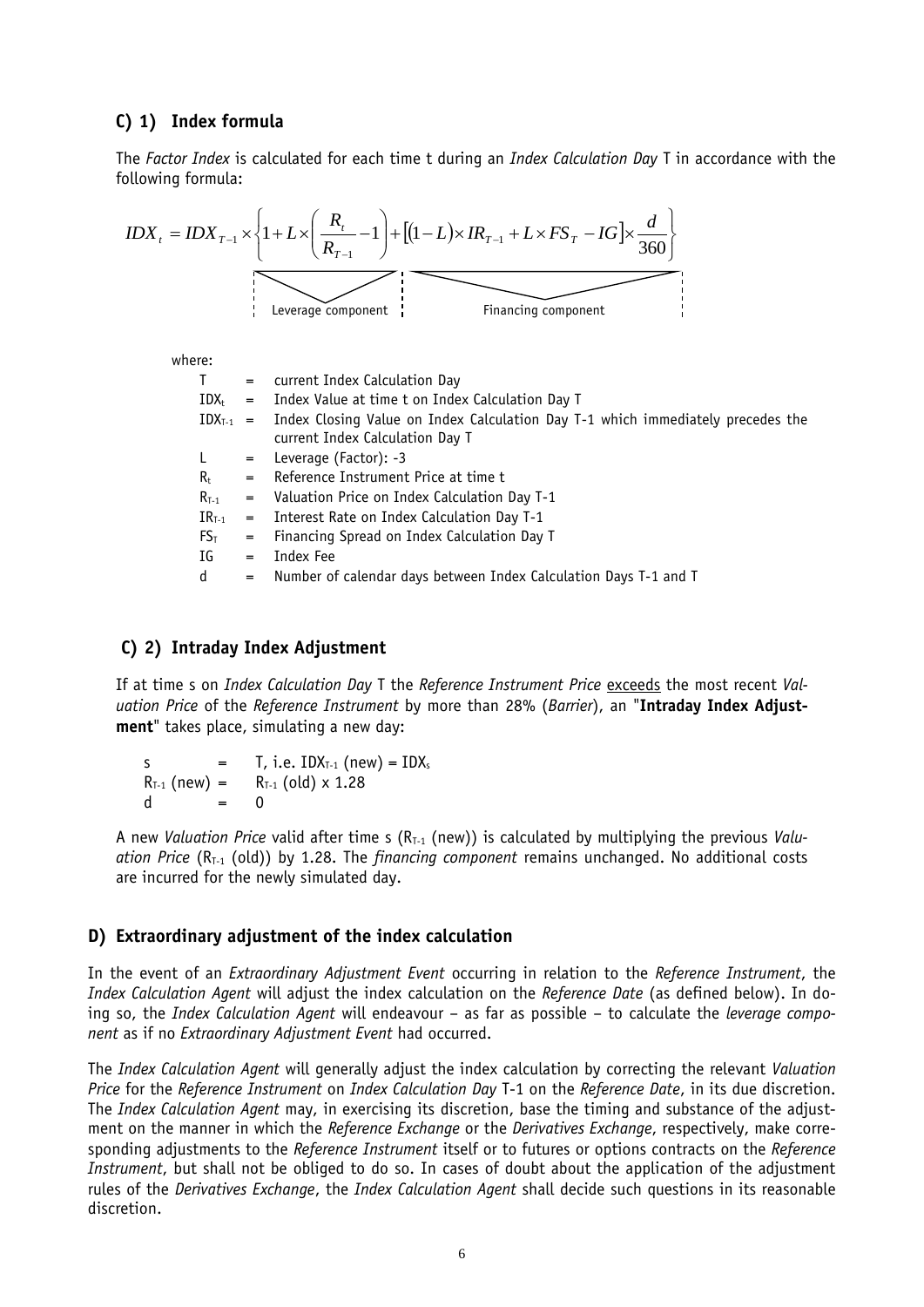## C) 1) Index formula

The *Factor Index* is calculated for each time t during an *Index Calculation Day* T in accordance with the following formula:

$$IDX_t = IDX_{T-1} \times \left\{ \underbrace{1 + L \times \left( \frac{R_t}{R_{T-1}} - 1 \right)}_{\text{Leverage component}} + \underbrace{\left[ (1-L) \times IR_{T-1} + L \times FS_T - IG \right] \times \frac{d}{360}}_{\text{Financing component}} \right\}$$

where:

| | | |
|---|---|---|
| $T$ | = | current Index Calculation Day |
| $IDX_t$ | = | Index Value at time t on Index Calculation Day T |
| $IDX_{T-1}$ | = | Index Closing Value on Index Calculation Day T-1 which immediately precedes the current Index Calculation Day T |
| $L$ | = | Leverage (Factor): -3 |
| $R_t$ | = | Reference Instrument Price at time t |
| $R_{T-1}$ | = | Valuation Price on Index Calculation Day T-1 |
| $IR_{T-1}$ | = | Interest Rate on Index Calculation Day T-1 |
| $FS_T$ | = | Financing Spread on Index Calculation Day T |
| $IG$ | = | Index Fee |
| $d$ | = | Number of calendar days between Index Calculation Days T-1 and T |

## C) 2) Intraday Index Adjustment

If at time s on *Index Calculation Day* T the *Reference Instrument Price* exceeds the most recent *Valuation Price* of the *Reference Instrument* by more than 28% (*Barrier*), an "**Intraday Index Adjustment**" takes place, simulating a new day:

$s$ = T, i.e. $IDX_{T-1}$ (new) = $IDX_s$

$R_{T-1}$ (new) = $R_{T-1}$ (old) x 1.28

$d$ = 0

A new *Valuation Price* valid after time s ($R_{T-1}$ (new)) is calculated by multiplying the previous *Valuation Price* ($R_{T-1}$ (old)) by 1.28. The *financing component* remains unchanged. No additional costs are incurred for the newly simulated day.

## D) Extraordinary adjustment of the index calculation

In the event of an *Extraordinary Adjustment Event* occurring in relation to the *Reference Instrument*, the *Index Calculation Agent* will adjust the index calculation on the *Reference Date* (as defined below). In doing so, the *Index Calculation Agent* will endeavour – as far as possible – to calculate the *leverage component* as if no *Extraordinary Adjustment Event* had occurred.

The *Index Calculation Agent* will generally adjust the index calculation by correcting the relevant *Valuation Price* for the *Reference Instrument* on *Index Calculation Day* T-1 on the *Reference Date*, in its due discretion. The *Index Calculation Agent* may, in exercising its discretion, base the timing and substance of the adjustment on the manner in which the *Reference Exchange* or the *Derivatives Exchange*, respectively, make corresponding adjustments to the *Reference Instrument* itself or to futures or options contracts on the *Reference Instrument*, but shall not be obliged to do so. In cases of doubt about the application of the adjustment rules of the *Derivatives Exchange*, the *Index Calculation Agent* shall decide such questions in its reasonable discretion.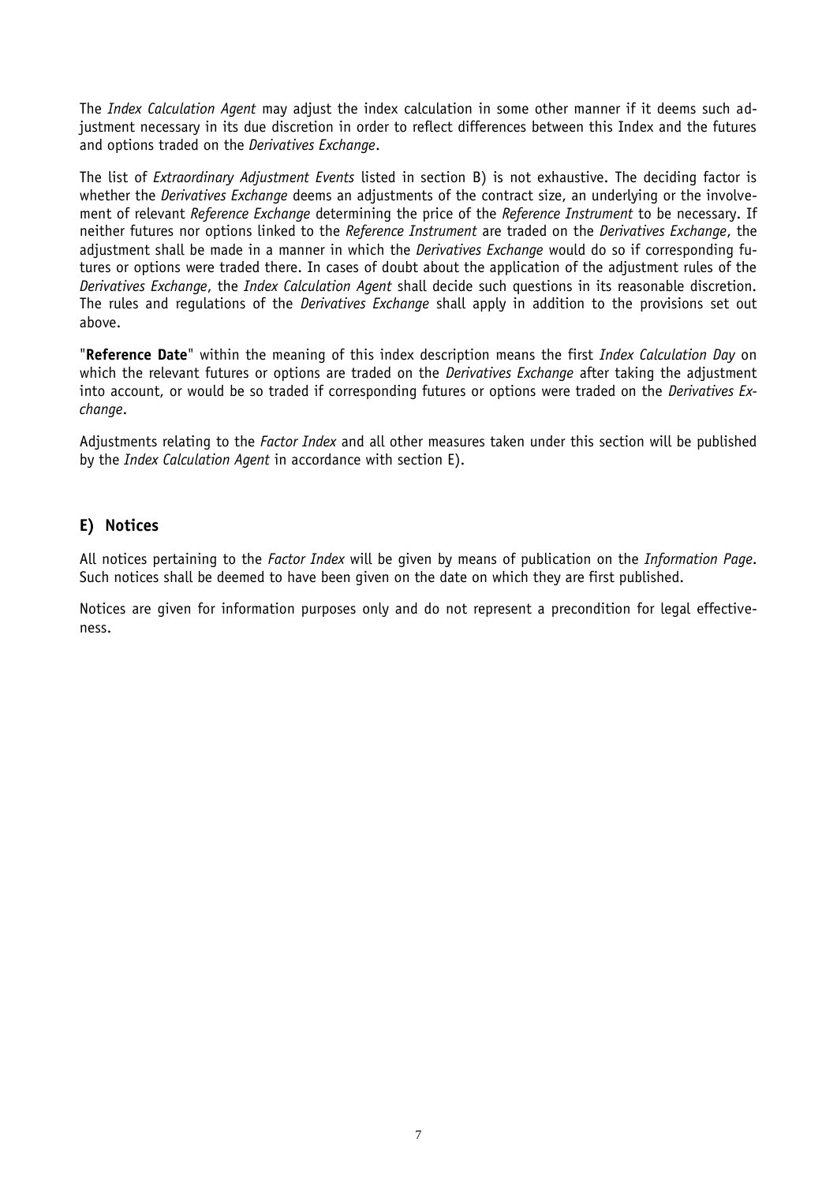The *Index Calculation Agent* may adjust the index calculation in some other manner if it deems such adjustment necessary in its due discretion in order to reflect differences between this Index and the futures and options traded on the *Derivatives Exchange*.

The list of *Extraordinary Adjustment Events* listed in section B) is not exhaustive. The deciding factor is whether the *Derivatives Exchange* deems an adjustments of the contract size, an underlying or the involvement of relevant *Reference Exchange* determining the price of the *Reference Instrument* to be necessary. If neither futures nor options linked to the *Reference Instrument* are traded on the *Derivatives Exchange*, the adjustment shall be made in a manner in which the *Derivatives Exchange* would do so if corresponding futures or options were traded there. In cases of doubt about the application of the adjustment rules of the *Derivatives Exchange*, the *Index Calculation Agent* shall decide such questions in its reasonable discretion. The rules and regulations of the *Derivatives Exchange* shall apply in addition to the provisions set out above.

"**Reference Date**" within the meaning of this index description means the first *Index Calculation Day* on which the relevant futures or options are traded on the *Derivatives Exchange* after taking the adjustment into account, or would be so traded if corresponding futures or options were traded on the *Derivatives Exchange*.

Adjustments relating to the *Factor Index* and all other measures taken under this section will be published by the *Index Calculation Agent* in accordance with section E).

## E) Notices

All notices pertaining to the *Factor Index* will be given by means of publication on the *Information Page*. Such notices shall be deemed to have been given on the date on which they are first published.

Notices are given for information purposes only and do not represent a precondition for legal effectiveness.